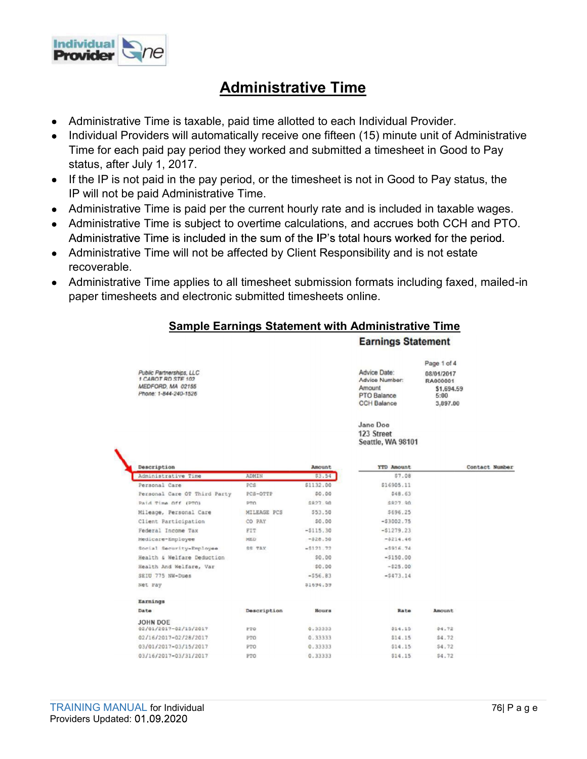# Administrative Time

- Administrative Time is taxable, paid time allotted to each Individual Provider.
- Individual Providers will automatically receive one fifteen (15) minute unit of Administrative Time for each paid pay period they worked and submitted a timesheet in Good to Pay status, after July 1, 2017.
- If the IP is not paid in the pay period, or the timesheet is not in Good to Pay status, the IP will not be paid Administrative Time.
- Administrative Time is paid per the current hourly rate and is included in taxable wages.
- Administrative Time is subject to overtime calculations, and accrues both CCH and PTO. Administrative Time is included in the sum of the IP's total hours worked for the period.
- Administrative Time will not be affected by Client Responsibility and is not estate recoverable.
- Administrative Time applies to all timesheet submission formats including faxed, mailed-in paper timesheets and electronic submitted timesheets online.

## Sample Earnings Statement with Administrative Time

**Earnings Statement**

Public Partnerships, LLC
1 CABOT RD STE 102
MEDFORD, MA 02155
Phone: 1-844-240-1526

Page 1 of 4

| | |
|---|---|
| Advice Date: | 08/01/2017 |
| Advice Number: | RA000001 |
| Amount | $1,694.59 |
| PTO Balance | 5:00 |
| CCH Balance | 3,897.00 |

Jane Doe
123 Street
Seattle, WA 98101

| Description | | Amount | YTD Amount | Contact Number |
|---|---|---|---|---|
| Administrative Time | ADMIN | $3.54 | $7.08 | |
| Personal Care | PCS | $1132.00 | $16905.11 | |
| Personal Care OT Third Party | PCS-OTTP | $0.00 | $48.63 | |
| Paid Time Off (PTO) | PTO | $827.90 | $827.90 | |
| Mileage, Personal Care | MILEAGE PCS | $53.50 | $696.25 | |
| Client Participation | CO PAY | $0.00 | -$3002.75 | |
| Federal Income Tax | FIT | -$115.30 | -$1279.23 | |
| Medicare-Employee | MED | -$28.50 | -$214.46 | |
| Social Security-Employee | SS TAX | -$121.72 | -$916.74 | |
| Health & Welfare Deduction | | $0.00 | -$150.00 | |
| Health And Welfare, Var | | $0.00 | -$25.00 | |
| SEIU 775 NW-Dues | | -$56.83 | -$473.14 | |
| Net Pay | | $1694.59 | | |

**Earnings**

| Date | Description | Hours | Rate | Amount |
|---|---|---|---|---|
| JOHN DOE | | | | |
| 02/01/2017-02/15/2017 | PTO | 0.33333 | $14.15 | $4.72 |
| 02/16/2017-02/28/2017 | PTO | 0.33333 | $14.15 | $4.72 |
| 03/01/2017-03/15/2017 | PTO | 0.33333 | $14.15 | $4.72 |
| 03/16/2017-03/31/2017 | PTO | 0.33333 | $14.15 | $4.72 |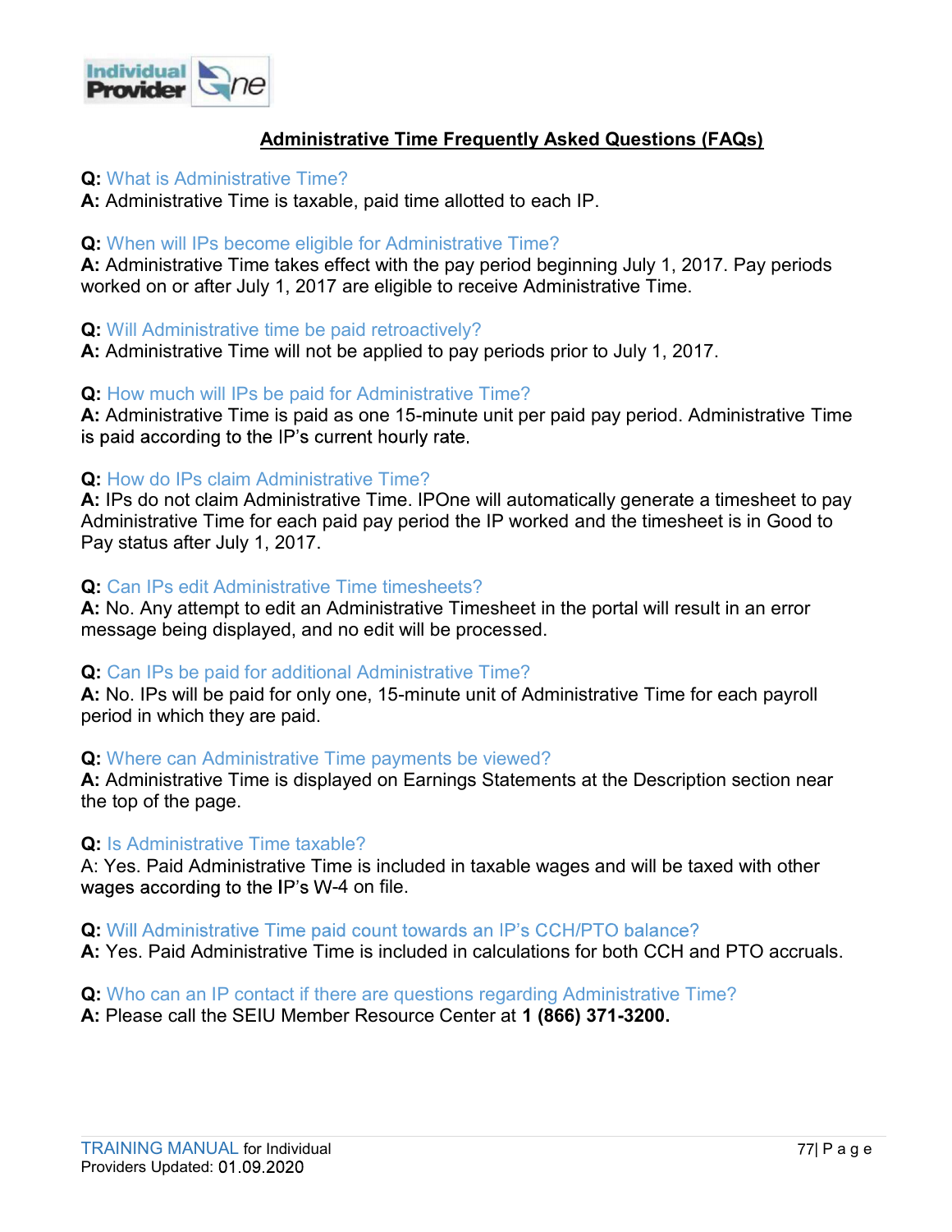## Administrative Time Frequently Asked Questions (FAQs)

**Q:** What is Administrative Time?
**A:** Administrative Time is taxable, paid time allotted to each IP.

**Q:** When will IPs become eligible for Administrative Time?
**A:** Administrative Time takes effect with the pay period beginning July 1, 2017. Pay periods worked on or after July 1, 2017 are eligible to receive Administrative Time.

**Q:** Will Administrative time be paid retroactively?
**A:** Administrative Time will not be applied to pay periods prior to July 1, 2017.

**Q:** How much will IPs be paid for Administrative Time?
**A:** Administrative Time is paid as one 15-minute unit per paid pay period. Administrative Time is paid according to the IP's current hourly rate.

**Q:** How do IPs claim Administrative Time?
**A:** IPs do not claim Administrative Time. IPOne will automatically generate a timesheet to pay Administrative Time for each paid pay period the IP worked and the timesheet is in Good to Pay status after July 1, 2017.

**Q:** Can IPs edit Administrative Time timesheets?
**A:** No. Any attempt to edit an Administrative Timesheet in the portal will result in an error message being displayed, and no edit will be processed.

**Q:** Can IPs be paid for additional Administrative Time?
**A:** No. IPs will be paid for only one, 15-minute unit of Administrative Time for each payroll period in which they are paid.

**Q:** Where can Administrative Time payments be viewed?
**A:** Administrative Time is displayed on Earnings Statements at the Description section near the top of the page.

**Q:** Is Administrative Time taxable?
A: Yes. Paid Administrative Time is included in taxable wages and will be taxed with other wages according to the IP's W-4 on file.

**Q:** Will Administrative Time paid count towards an IP's CCH/PTO balance?
**A:** Yes. Paid Administrative Time is included in calculations for both CCH and PTO accruals.

**Q:** Who can an IP contact if there are questions regarding Administrative Time?
**A:** Please call the SEIU Member Resource Center at **1 (866) 371-3200.**